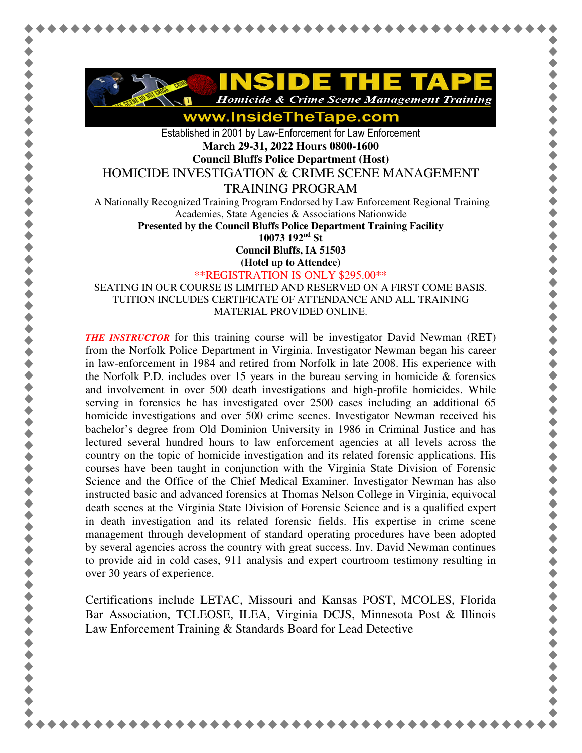# INSIDE THE TAPE

***Homicide & Crime Scene Management Training***

**www.InsideTheTape.com**

Established in 2001 by Law-Enforcement for Law Enforcement

**March 29-31, 2022 Hours 0800-1600**

**Council Bluffs Police Department (Host)**

## HOMICIDE INVESTIGATION & CRIME SCENE MANAGEMENT TRAINING PROGRAM

A Nationally Recognized Training Program Endorsed by Law Enforcement Regional Training Academies, State Agencies & Associations Nationwide

**Presented by the Council Bluffs Police Department Training Facility**
**10073 192nd St**
**Council Bluffs, IA 51503**
**(Hotel up to Attendee)**

\*\*REGISTRATION IS ONLY $295.00\*\*

SEATING IN OUR COURSE IS LIMITED AND RESERVED ON A FIRST COME BASIS. TUITION INCLUDES CERTIFICATE OF ATTENDANCE AND ALL TRAINING MATERIAL PROVIDED ONLINE.

***THE INSTRUCTOR*** for this training course will be investigator David Newman (RET) from the Norfolk Police Department in Virginia. Investigator Newman began his career in law-enforcement in 1984 and retired from Norfolk in late 2008. His experience with the Norfolk P.D. includes over 15 years in the bureau serving in homicide & forensics and involvement in over 500 death investigations and high-profile homicides. While serving in forensics he has investigated over 2500 cases including an additional 65 homicide investigations and over 500 crime scenes. Investigator Newman received his bachelor's degree from Old Dominion University in 1986 in Criminal Justice and has lectured several hundred hours to law enforcement agencies at all levels across the country on the topic of homicide investigation and its related forensic applications. His courses have been taught in conjunction with the Virginia State Division of Forensic Science and the Office of the Chief Medical Examiner. Investigator Newman has also instructed basic and advanced forensics at Thomas Nelson College in Virginia, equivocal death scenes at the Virginia State Division of Forensic Science and is a qualified expert in death investigation and its related forensic fields. His expertise in crime scene management through development of standard operating procedures have been adopted by several agencies across the country with great success. Inv. David Newman continues to provide aid in cold cases, 911 analysis and expert courtroom testimony resulting in over 30 years of experience.

Certifications include LETAC, Missouri and Kansas POST, MCOLES, Florida Bar Association, TCLEOSE, ILEA, Virginia DCJS, Minnesota Post & Illinois Law Enforcement Training & Standards Board for Lead Detective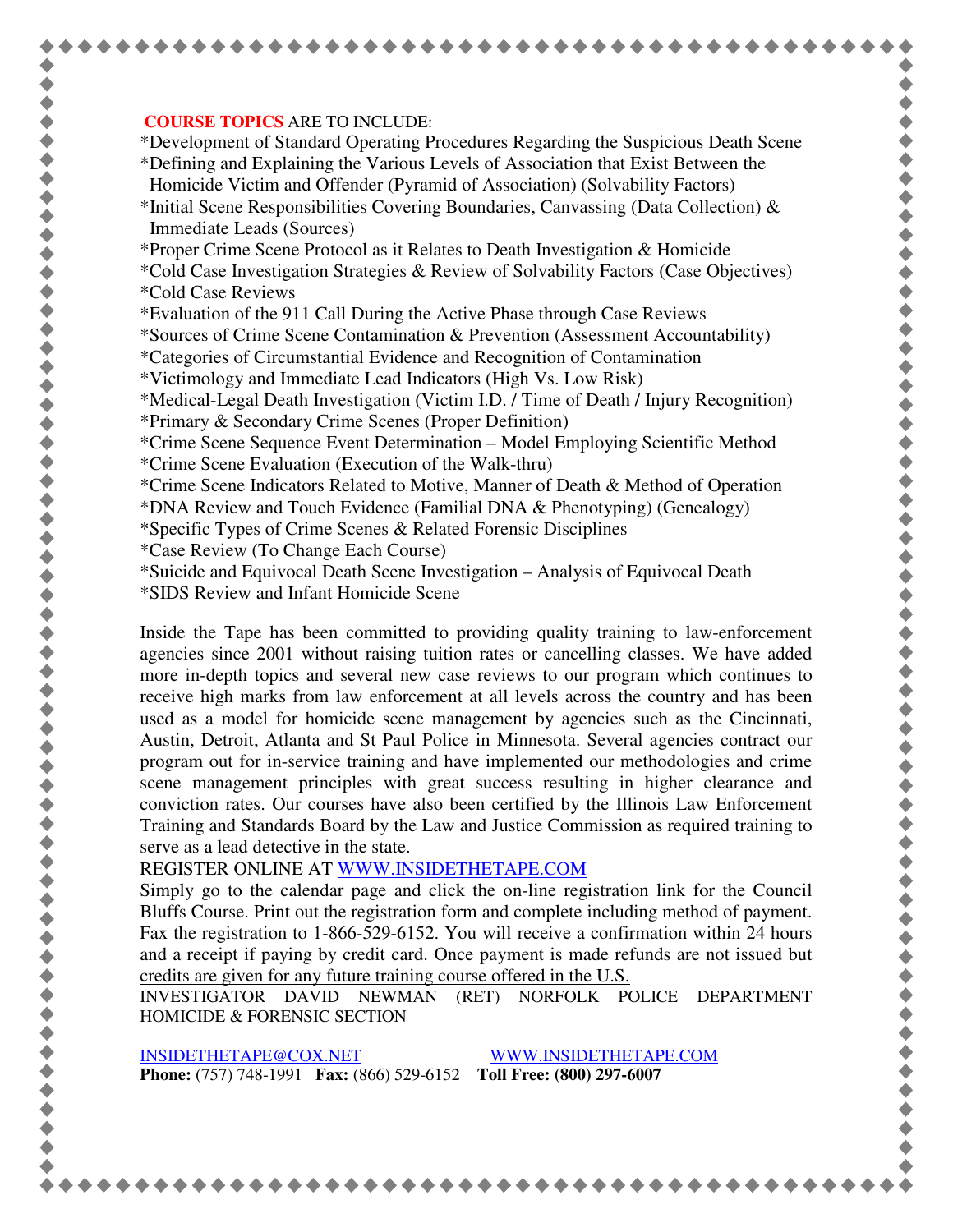**COURSE TOPICS** ARE TO INCLUDE:

*Development of Standard Operating Procedures Regarding the Suspicious Death Scene
*Defining and Explaining the Various Levels of Association that Exist Between the Homicide Victim and Offender (Pyramid of Association) (Solvability Factors)
*Initial Scene Responsibilities Covering Boundaries, Canvassing (Data Collection) & Immediate Leads (Sources)
*Proper Crime Scene Protocol as it Relates to Death Investigation & Homicide
*Cold Case Investigation Strategies & Review of Solvability Factors (Case Objectives)
*Cold Case Reviews
*Evaluation of the 911 Call During the Active Phase through Case Reviews
*Sources of Crime Scene Contamination & Prevention (Assessment Accountability)
*Categories of Circumstantial Evidence and Recognition of Contamination
*Victimology and Immediate Lead Indicators (High Vs. Low Risk)
*Medical-Legal Death Investigation (Victim I.D. / Time of Death / Injury Recognition)
*Primary & Secondary Crime Scenes (Proper Definition)
*Crime Scene Sequence Event Determination – Model Employing Scientific Method
*Crime Scene Evaluation (Execution of the Walk-thru)
*Crime Scene Indicators Related to Motive, Manner of Death & Method of Operation
*DNA Review and Touch Evidence (Familial DNA & Phenotyping) (Genealogy)
*Specific Types of Crime Scenes & Related Forensic Disciplines
*Case Review (To Change Each Course)
*Suicide and Equivocal Death Scene Investigation – Analysis of Equivocal Death
*SIDS Review and Infant Homicide Scene

Inside the Tape has been committed to providing quality training to law-enforcement agencies since 2001 without raising tuition rates or cancelling classes. We have added more in-depth topics and several new case reviews to our program which continues to receive high marks from law enforcement at all levels across the country and has been used as a model for homicide scene management by agencies such as the Cincinnati, Austin, Detroit, Atlanta and St Paul Police in Minnesota. Several agencies contract our program out for in-service training and have implemented our methodologies and crime scene management principles with great success resulting in higher clearance and conviction rates. Our courses have also been certified by the Illinois Law Enforcement Training and Standards Board by the Law and Justice Commission as required training to serve as a lead detective in the state.

REGISTER ONLINE AT WWW.INSIDETHETAPE.COM

Simply go to the calendar page and click the on-line registration link for the Council Bluffs Course. Print out the registration form and complete including method of payment. Fax the registration to 1-866-529-6152. You will receive a confirmation within 24 hours and a receipt if paying by credit card. <u>Once payment is made refunds are not issued but credits are given for any future training course offered in the U.S.</u>

INVESTIGATOR DAVID NEWMAN (RET) NORFOLK POLICE DEPARTMENT HOMICIDE & FORENSIC SECTION

INSIDETHETAPE@COX.NET WWW.INSIDETHETAPE.COM

**Phone:** (757) 748-1991 **Fax:** (866) 529-6152 **Toll Free: (800) 297-6007**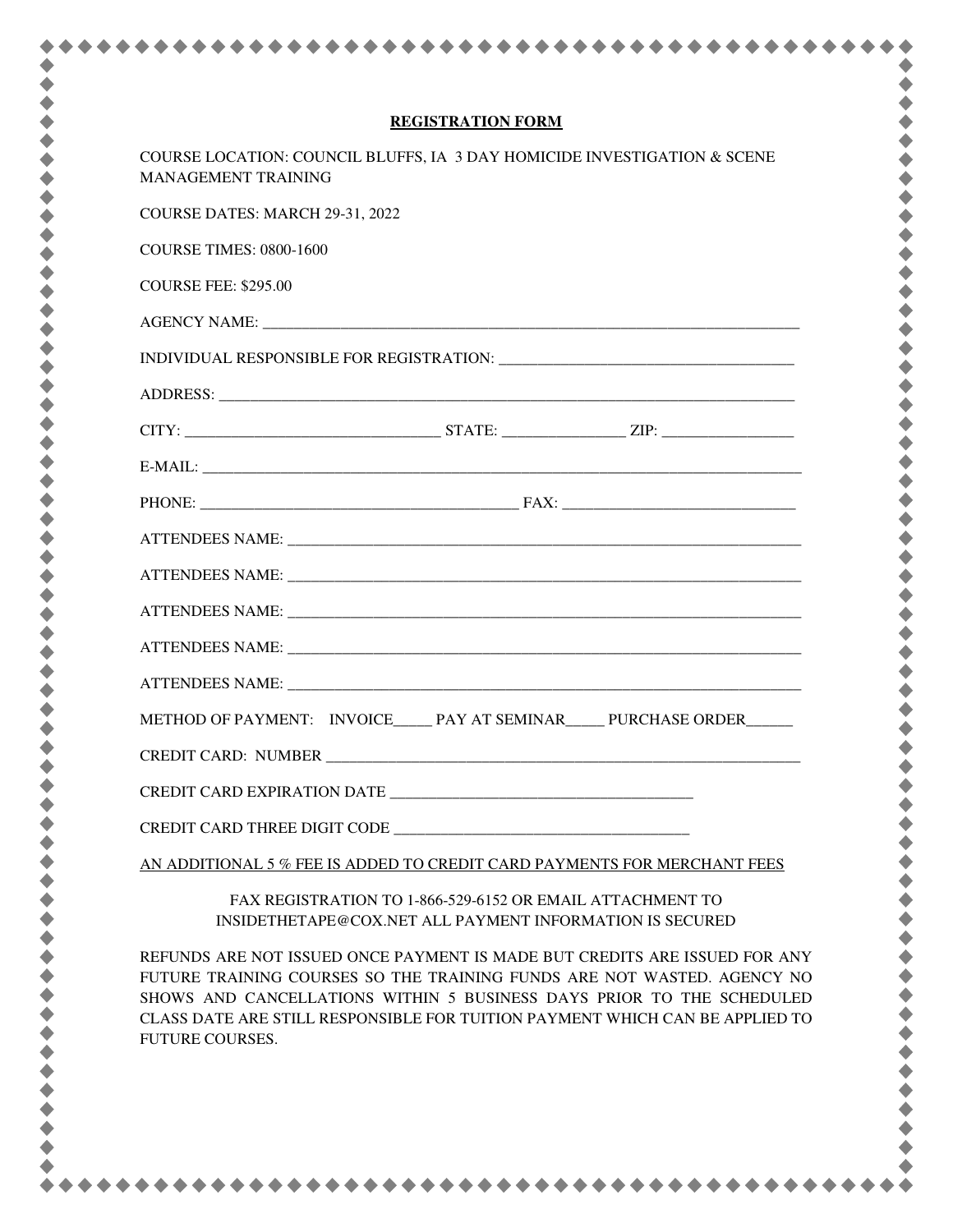**REGISTRATION FORM**

COURSE LOCATION: COUNCIL BLUFFS, IA 3 DAY HOMICIDE INVESTIGATION & SCENE MANAGEMENT TRAINING

COURSE DATES: MARCH 29-31, 2022

COURSE TIMES: 0800-1600

COURSE FEE: $295.00

AGENCY NAME: ___________________________________________________________________

INDIVIDUAL RESPONSIBLE FOR REGISTRATION: _________________________________________

ADDRESS: _______________________________________________________________________

CITY: ______________________________ STATE: ______________ ZIP: _______________

E-MAIL: ________________________________________________________________________

PHONE: ______________________________________ FAX: ___________________________

ATTENDEES NAME: ________________________________________________________________

ATTENDEES NAME: ________________________________________________________________

ATTENDEES NAME: ________________________________________________________________

ATTENDEES NAME: ________________________________________________________________

ATTENDEES NAME: ________________________________________________________________

METHOD OF PAYMENT: INVOICE_____ PAY AT SEMINAR_____ PURCHASE ORDER______

CREDIT CARD: NUMBER ___________________________________________________________

CREDIT CARD EXPIRATION DATE ____________________________________

CREDIT CARD THREE DIGIT CODE ____________________________________

<u>AN ADDITIONAL 5 % FEE IS ADDED TO CREDIT CARD PAYMENTS FOR MERCHANT FEES</u>

FAX REGISTRATION TO 1-866-529-6152 OR EMAIL ATTACHMENT TO INSIDETHETAPE@COX.NET ALL PAYMENT INFORMATION IS SECURED

REFUNDS ARE NOT ISSUED ONCE PAYMENT IS MADE BUT CREDITS ARE ISSUED FOR ANY FUTURE TRAINING COURSES SO THE TRAINING FUNDS ARE NOT WASTED. AGENCY NO SHOWS AND CANCELLATIONS WITHIN 5 BUSINESS DAYS PRIOR TO THE SCHEDULED CLASS DATE ARE STILL RESPONSIBLE FOR TUITION PAYMENT WHICH CAN BE APPLIED TO FUTURE COURSES.